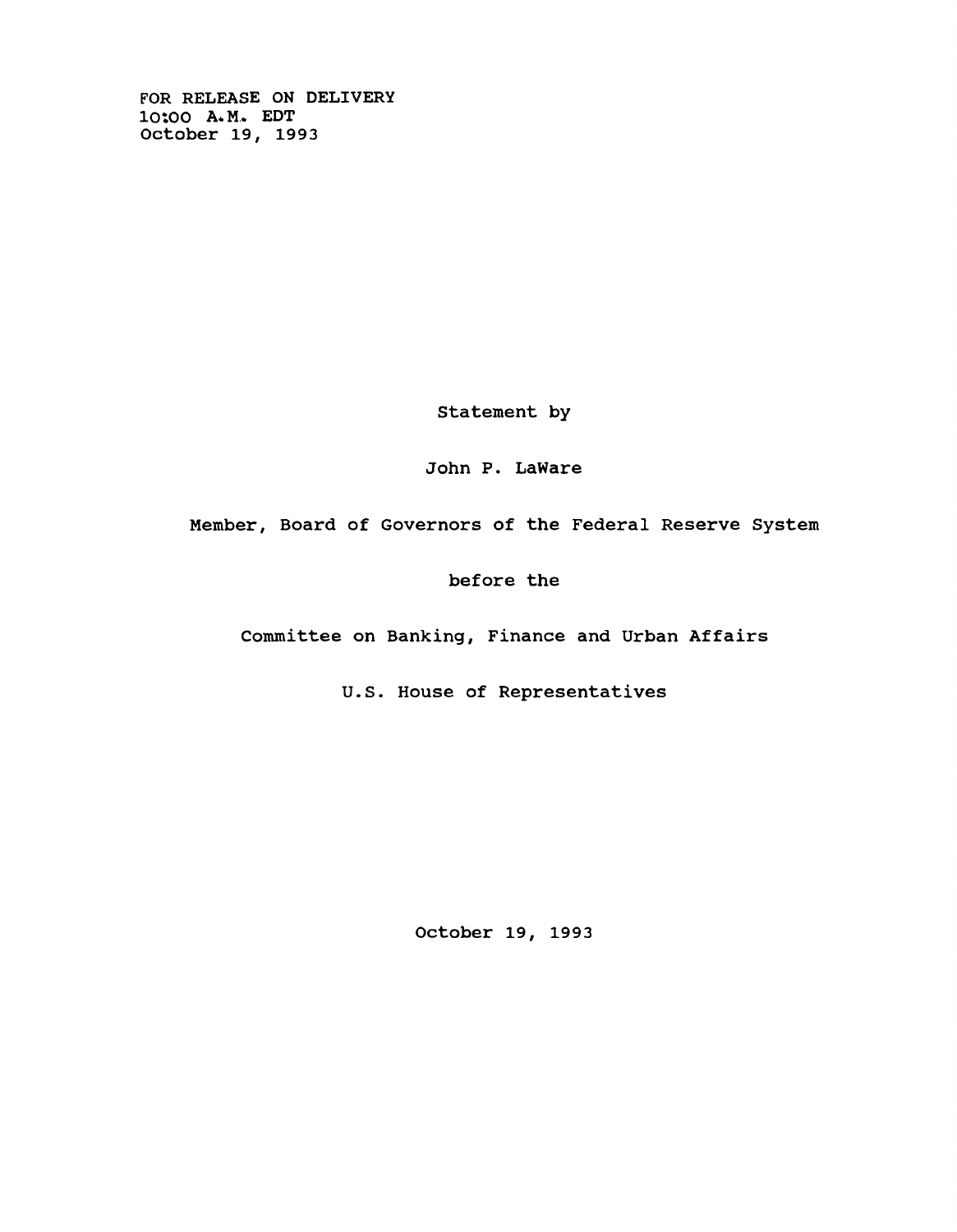FOR RELEASE ON DELIVERY
10:00 A.M. EDT
October 19, 1993

Statement by

John P. LaWare

Member, Board of Governors of the Federal Reserve System

before the

Committee on Banking, Finance and Urban Affairs

U.S. House of Representatives

October 19, 1993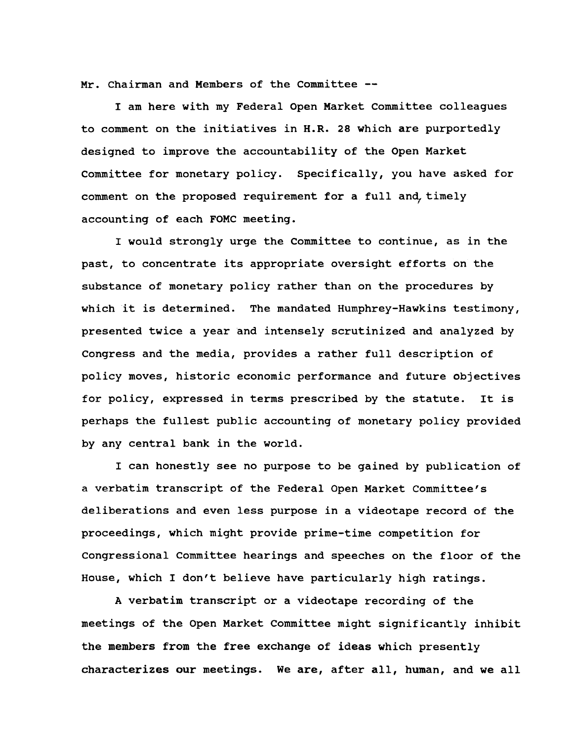Mr. Chairman and Members of the Committee --

I am here with my Federal Open Market Committee colleagues to comment on the initiatives in H.R. 28 which are purportedly designed to improve the accountability of the Open Market Committee for monetary policy. Specifically, you have asked for comment on the proposed requirement for a full and timely accounting of each FOMC meeting.

I would strongly urge the Committee to continue, as in the past, to concentrate its appropriate oversight efforts on the substance of monetary policy rather than on the procedures by which it is determined. The mandated Humphrey-Hawkins testimony, presented twice a year and intensely scrutinized and analyzed by Congress and the media, provides a rather full description of policy moves, historic economic performance and future objectives for policy, expressed in terms prescribed by the statute. It is perhaps the fullest public accounting of monetary policy provided by any central bank in the world.

I can honestly see no purpose to be gained by publication of a verbatim transcript of the Federal Open Market Committee's deliberations and even less purpose in a videotape record of the proceedings, which might provide prime-time competition for Congressional Committee hearings and speeches on the floor of the House, which I don't believe have particularly high ratings.

A verbatim transcript or a videotape recording of the meetings of the Open Market Committee might significantly inhibit the members from the free exchange of ideas which presently characterizes our meetings. We are, after all, human, and we all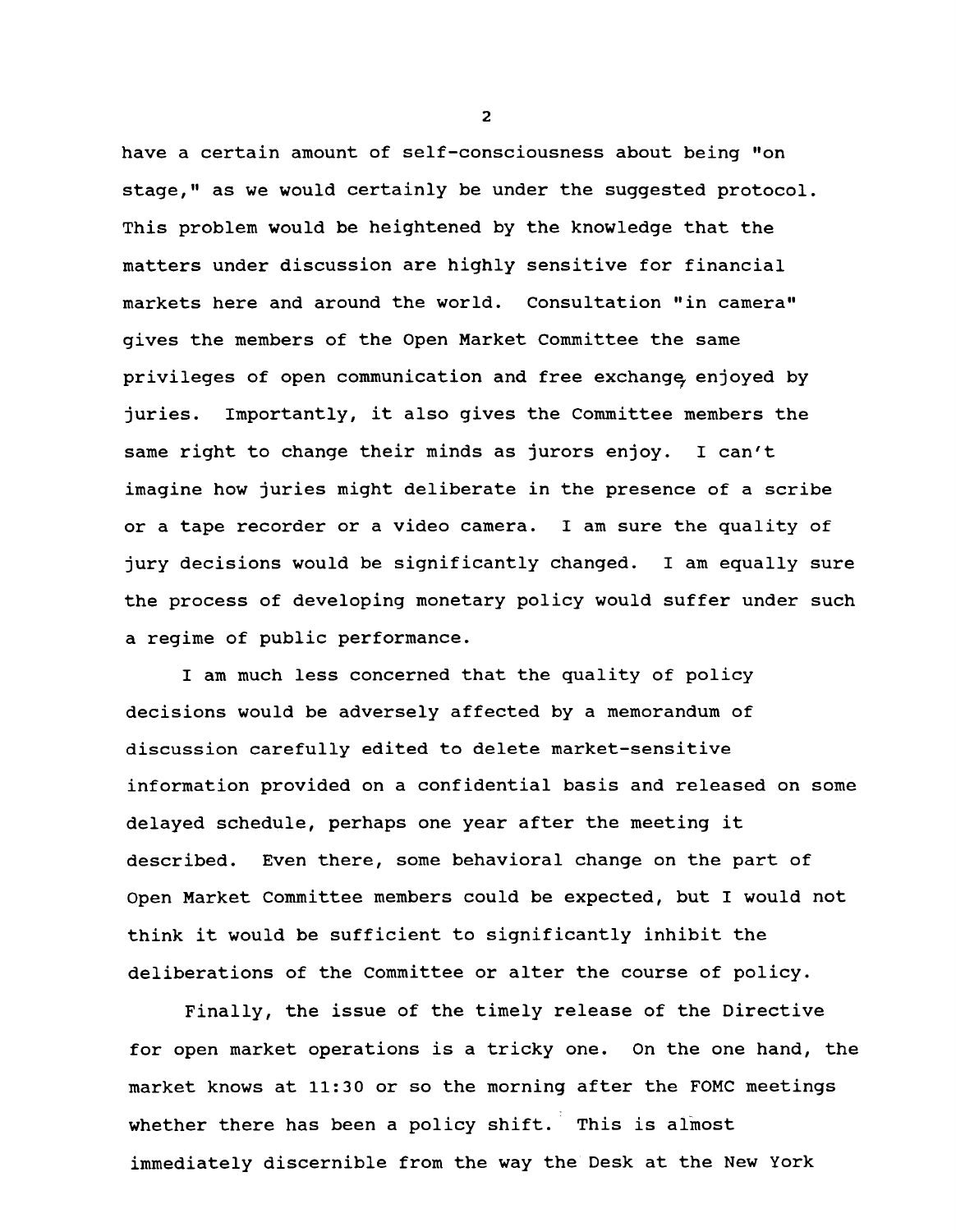have a certain amount of self-consciousness about being "on stage," as we would certainly be under the suggested protocol. This problem would be heightened by the knowledge that the matters under discussion are highly sensitive for financial markets here and around the world. Consultation "in camera" gives the members of the Open Market Committee the same privileges of open communication and free exchange enjoyed by juries. Importantly, it also gives the Committee members the same right to change their minds as jurors enjoy. I can't imagine how juries might deliberate in the presence of a scribe or a tape recorder or a video camera. I am sure the quality of jury decisions would be significantly changed. I am equally sure the process of developing monetary policy would suffer under such a regime of public performance.

I am much less concerned that the quality of policy decisions would be adversely affected by a memorandum of discussion carefully edited to delete market-sensitive information provided on a confidential basis and released on some delayed schedule, perhaps one year after the meeting it described. Even there, some behavioral change on the part of Open Market Committee members could be expected, but I would not think it would be sufficient to significantly inhibit the deliberations of the Committee or alter the course of policy.

Finally, the issue of the timely release of the Directive for open market operations is a tricky one. On the one hand, the market knows at 11:30 or so the morning after the FOMC meetings whether there has been a policy shift. This is almost immediately discernible from the way the Desk at the New York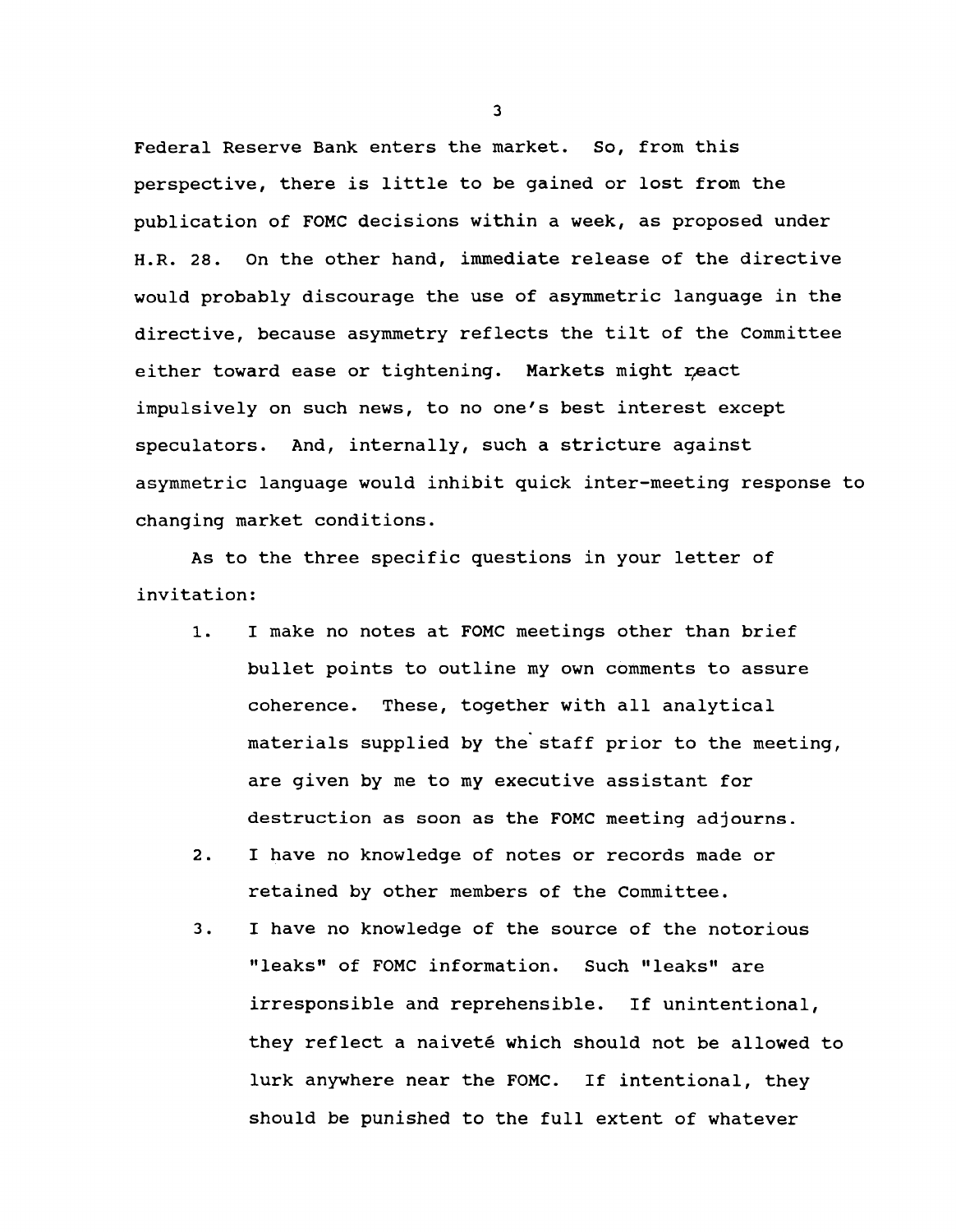Federal Reserve Bank enters the market. So, from this perspective, there is little to be gained or lost from the publication of FOMC decisions within a week, as proposed under H.R. 28. On the other hand, immediate release of the directive would probably discourage the use of asymmetric language in the directive, because asymmetry reflects the tilt of the Committee either toward ease or tightening. Markets might react impulsively on such news, to no one's best interest except speculators. And, internally, such a stricture against asymmetric language would inhibit quick inter-meeting response to changing market conditions.

As to the three specific questions in your letter of invitation:

1. I make no notes at FOMC meetings other than brief bullet points to outline my own comments to assure coherence. These, together with all analytical materials supplied by the staff prior to the meeting, are given by me to my executive assistant for destruction as soon as the FOMC meeting adjourns.
2. I have no knowledge of notes or records made or retained by other members of the Committee.
3. I have no knowledge of the source of the notorious "leaks" of FOMC information. Such "leaks" are irresponsible and reprehensible. If unintentional, they reflect a naiveté which should not be allowed to lurk anywhere near the FOMC. If intentional, they should be punished to the full extent of whatever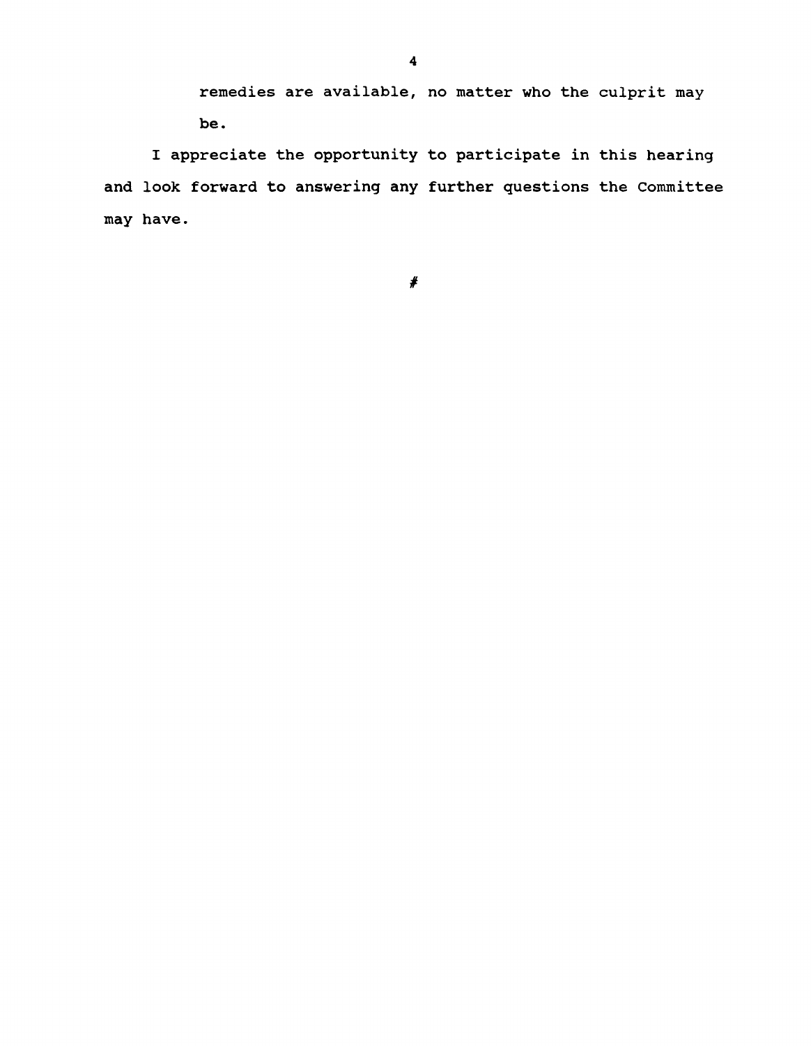remedies are available, no matter who the culprit may be.

I appreciate the opportunity to participate in this hearing and look forward to answering any further questions the Committee may have.

#